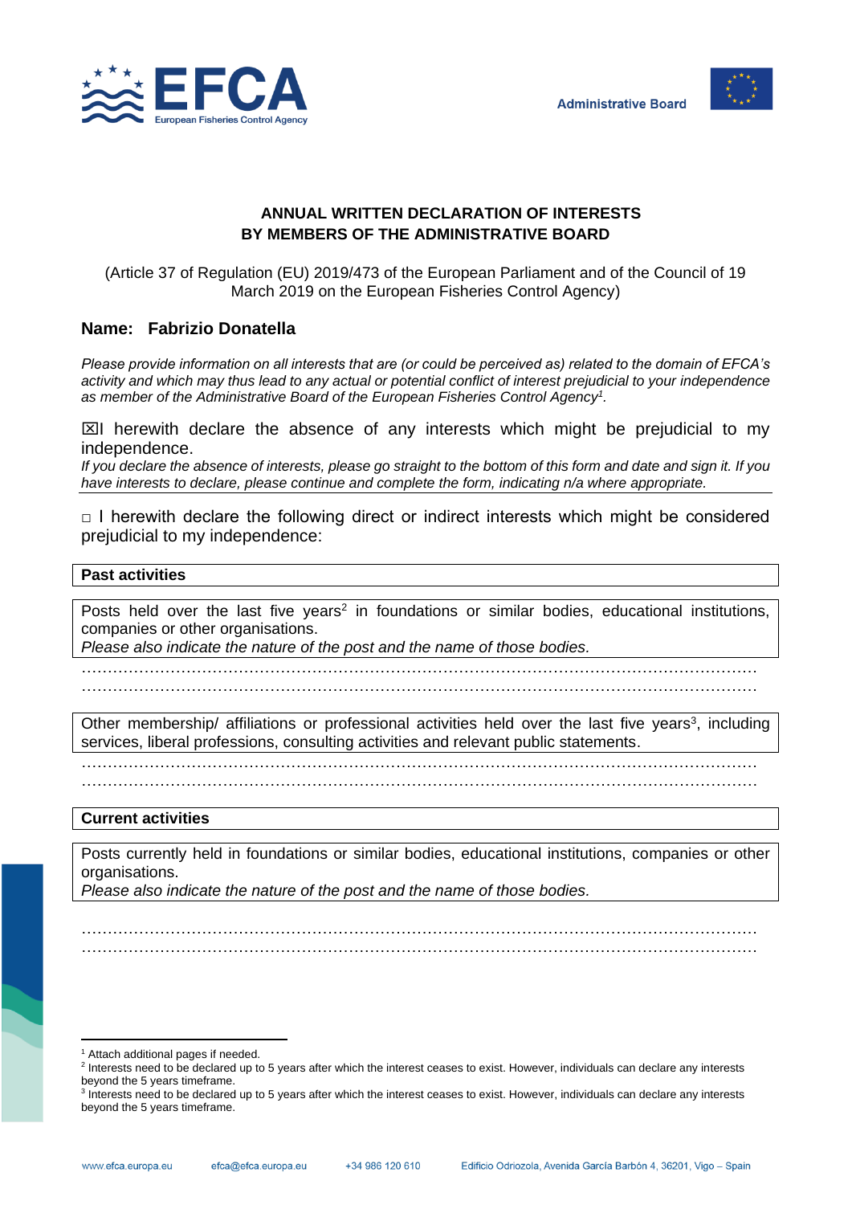EFCA European Fisheries Control Agency

Administrative Board

## ANNUAL WRITTEN DECLARATION OF INTERESTS BY MEMBERS OF THE ADMINISTRATIVE BOARD

(Article 37 of Regulation (EU) 2019/473 of the European Parliament and of the Council of 19 March 2019 on the European Fisheries Control Agency)

**Name: Fabrizio Donatella**

*Please provide information on all interests that are (or could be perceived as) related to the domain of EFCA's activity and which may thus lead to any actual or potential conflict of interest prejudicial to your independence as member of the Administrative Board of the European Fisheries Control Agency*[1]*.*

☒I herewith declare the absence of any interests which might be prejudicial to my independence.

*If you declare the absence of interests, please go straight to the bottom of this form and date and sign it. If you have interests to declare, please continue and complete the form, indicating n/a where appropriate.*

□ I herewith declare the following direct or indirect interests which might be considered prejudicial to my independence:

**Past activities**

Posts held over the last five years[2] in foundations or similar bodies, educational institutions, companies or other organisations.
*Please also indicate the nature of the post and the name of those bodies.*

……………………………………………………………………………………………………………
……………………………………………………………………………………………………………

Other membership/ affiliations or professional activities held over the last five years[3], including services, liberal professions, consulting activities and relevant public statements.

……………………………………………………………………………………………………………
……………………………………………………………………………………………………………

**Current activities**

Posts currently held in foundations or similar bodies, educational institutions, companies or other organisations.
*Please also indicate the nature of the post and the name of those bodies.*

……………………………………………………………………………………………………………
……………………………………………………………………………………………………………

[1] Attach additional pages if needed.

[2] Interests need to be declared up to 5 years after which the interest ceases to exist. However, individuals can declare any interests beyond the 5 years timeframe.

[3] Interests need to be declared up to 5 years after which the interest ceases to exist. However, individuals can declare any interests beyond the 5 years timeframe.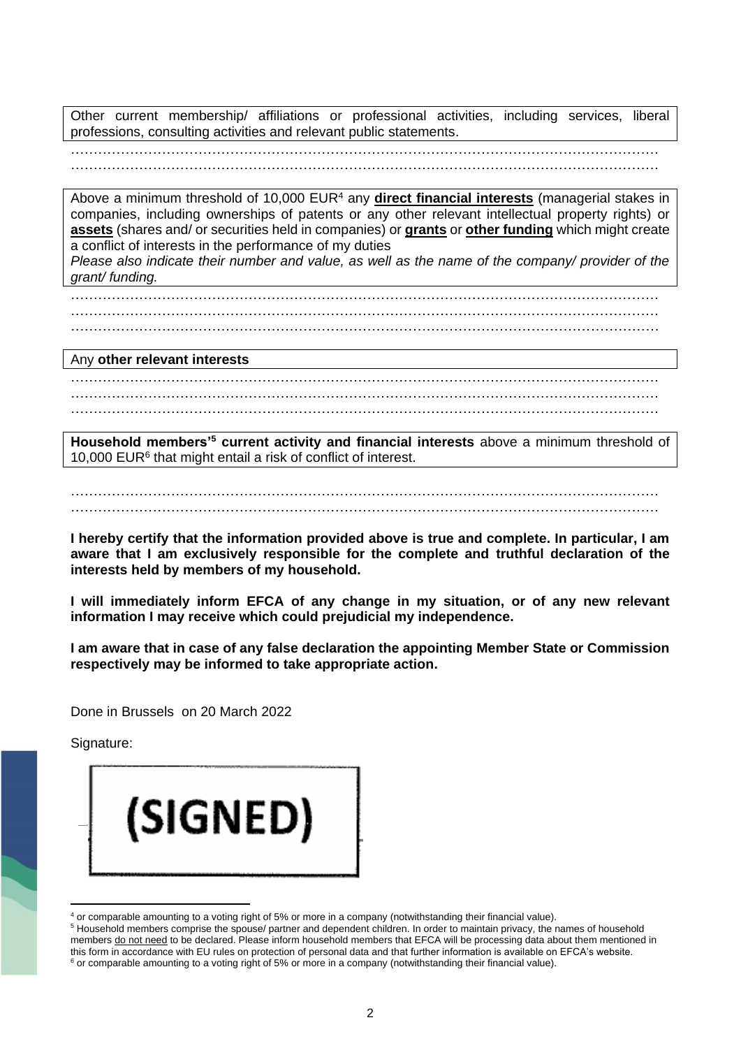Other current membership/ affiliations or professional activities, including services, liberal professions, consulting activities and relevant public statements.

…………………………………………………………………………………………………………………
…………………………………………………………………………………………………………………

Above a minimum threshold of 10,000 EUR[4] any **direct financial interests** (managerial stakes in companies, including ownerships of patents or any other relevant intellectual property rights) or **assets** (shares and/ or securities held in companies) or **grants** or **other funding** which might create a conflict of interests in the performance of my duties

*Please also indicate their number and value, as well as the name of the company/ provider of the grant/ funding.*

…………………………………………………………………………………………………………………
…………………………………………………………………………………………………………………
…………………………………………………………………………………………………………………

Any **other relevant interests**

…………………………………………………………………………………………………………………
…………………………………………………………………………………………………………………
…………………………………………………………………………………………………………………

**Household members'[5] current activity and financial interests** above a minimum threshold of 10,000 EUR[6] that might entail a risk of conflict of interest.

…………………………………………………………………………………………………………………
…………………………………………………………………………………………………………………

**I hereby certify that the information provided above is true and complete. In particular, I am aware that I am exclusively responsible for the complete and truthful declaration of the interests held by members of my household.**

**I will immediately inform EFCA of any change in my situation, or of any new relevant information I may receive which could prejudicial my independence.**

**I am aware that in case of any false declaration the appointing Member State or Commission respectively may be informed to take appropriate action.**

Done in Brussels on 20 March 2022

Signature:

(SIGNED)

[4] or comparable amounting to a voting right of 5% or more in a company (notwithstanding their financial value).

[5] Household members comprise the spouse/ partner and dependent children. In order to maintain privacy, the names of household members do not need to be declared. Please inform household members that EFCA will be processing data about them mentioned in this form in accordance with EU rules on protection of personal data and that further information is available on EFCA's website.

[6] or comparable amounting to a voting right of 5% or more in a company (notwithstanding their financial value).